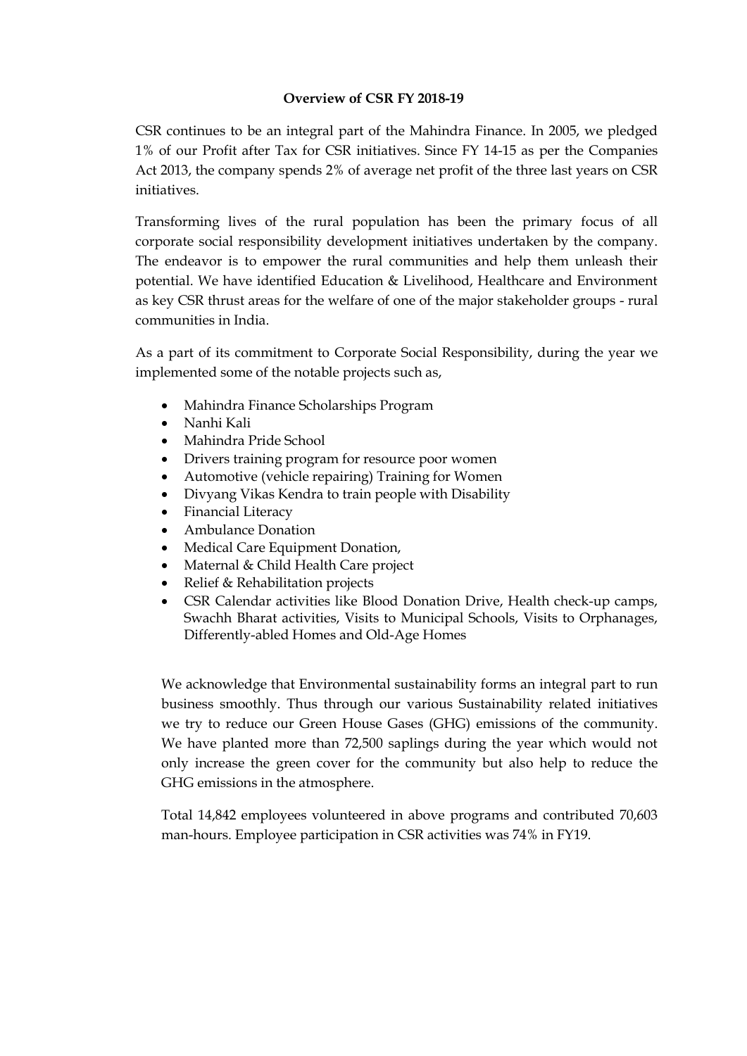**Overview of CSR FY 2018-19**

CSR continues to be an integral part of the Mahindra Finance. In 2005, we pledged 1% of our Profit after Tax for CSR initiatives. Since FY 14-15 as per the Companies Act 2013, the company spends 2% of average net profit of the three last years on CSR initiatives.

Transforming lives of the rural population has been the primary focus of all corporate social responsibility development initiatives undertaken by the company. The endeavor is to empower the rural communities and help them unleash their potential. We have identified Education & Livelihood, Healthcare and Environment as key CSR thrust areas for the welfare of one of the major stakeholder groups - rural communities in India.

As a part of its commitment to Corporate Social Responsibility, during the year we implemented some of the notable projects such as,

- Mahindra Finance Scholarships Program
- Nanhi Kali
- Mahindra Pride School
- Drivers training program for resource poor women
- Automotive (vehicle repairing) Training for Women
- Divyang Vikas Kendra to train people with Disability
- Financial Literacy
- Ambulance Donation
- Medical Care Equipment Donation,
- Maternal & Child Health Care project
- Relief & Rehabilitation projects
- CSR Calendar activities like Blood Donation Drive, Health check-up camps, Swachh Bharat activities, Visits to Municipal Schools, Visits to Orphanages, Differently-abled Homes and Old-Age Homes

We acknowledge that Environmental sustainability forms an integral part to run business smoothly. Thus through our various Sustainability related initiatives we try to reduce our Green House Gases (GHG) emissions of the community. We have planted more than 72,500 saplings during the year which would not only increase the green cover for the community but also help to reduce the GHG emissions in the atmosphere.

Total 14,842 employees volunteered in above programs and contributed 70,603 man-hours. Employee participation in CSR activities was 74% in FY19.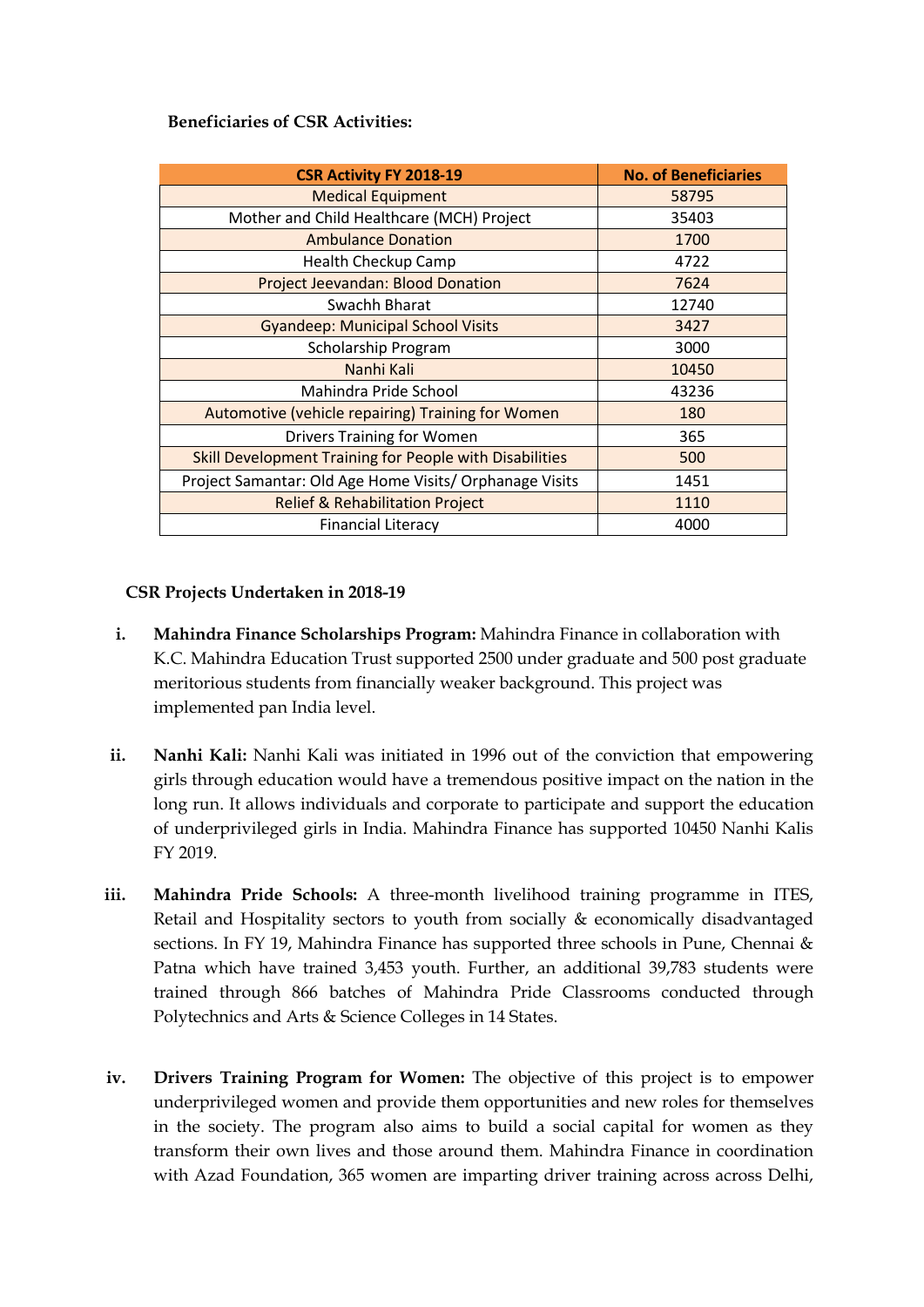**Beneficiaries of CSR Activities:**

| CSR Activity FY 2018-19 | No. of Beneficiaries |
|---|---|
| Medical Equipment | 58795 |
| Mother and Child Healthcare (MCH) Project | 35403 |
| Ambulance Donation | 1700 |
| Health Checkup Camp | 4722 |
| Project Jeevandan: Blood Donation | 7624 |
| Swachh Bharat | 12740 |
| Gyandeep: Municipal School Visits | 3427 |
| Scholarship Program | 3000 |
| Nanhi Kali | 10450 |
| Mahindra Pride School | 43236 |
| Automotive (vehicle repairing) Training for Women | 180 |
| Drivers Training for Women | 365 |
| Skill Development Training for People with Disabilities | 500 |
| Project Samantar: Old Age Home Visits/ Orphanage Visits | 1451 |
| Relief & Rehabilitation Project | 1110 |
| Financial Literacy | 4000 |

**CSR Projects Undertaken in 2018-19**

i. **Mahindra Finance Scholarships Program:** Mahindra Finance in collaboration with K.C. Mahindra Education Trust supported 2500 under graduate and 500 post graduate meritorious students from financially weaker background. This project was implemented pan India level.

ii. **Nanhi Kali:** Nanhi Kali was initiated in 1996 out of the conviction that empowering girls through education would have a tremendous positive impact on the nation in the long run. It allows individuals and corporate to participate and support the education of underprivileged girls in India. Mahindra Finance has supported 10450 Nanhi Kalis FY 2019.

iii. **Mahindra Pride Schools:** A three-month livelihood training programme in ITES, Retail and Hospitality sectors to youth from socially & economically disadvantaged sections. In FY 19, Mahindra Finance has supported three schools in Pune, Chennai & Patna which have trained 3,453 youth. Further, an additional 39,783 students were trained through 866 batches of Mahindra Pride Classrooms conducted through Polytechnics and Arts & Science Colleges in 14 States.

iv. **Drivers Training Program for Women:** The objective of this project is to empower underprivileged women and provide them opportunities and new roles for themselves in the society. The program also aims to build a social capital for women as they transform their own lives and those around them. Mahindra Finance in coordination with Azad Foundation, 365 women are imparting driver training across across Delhi,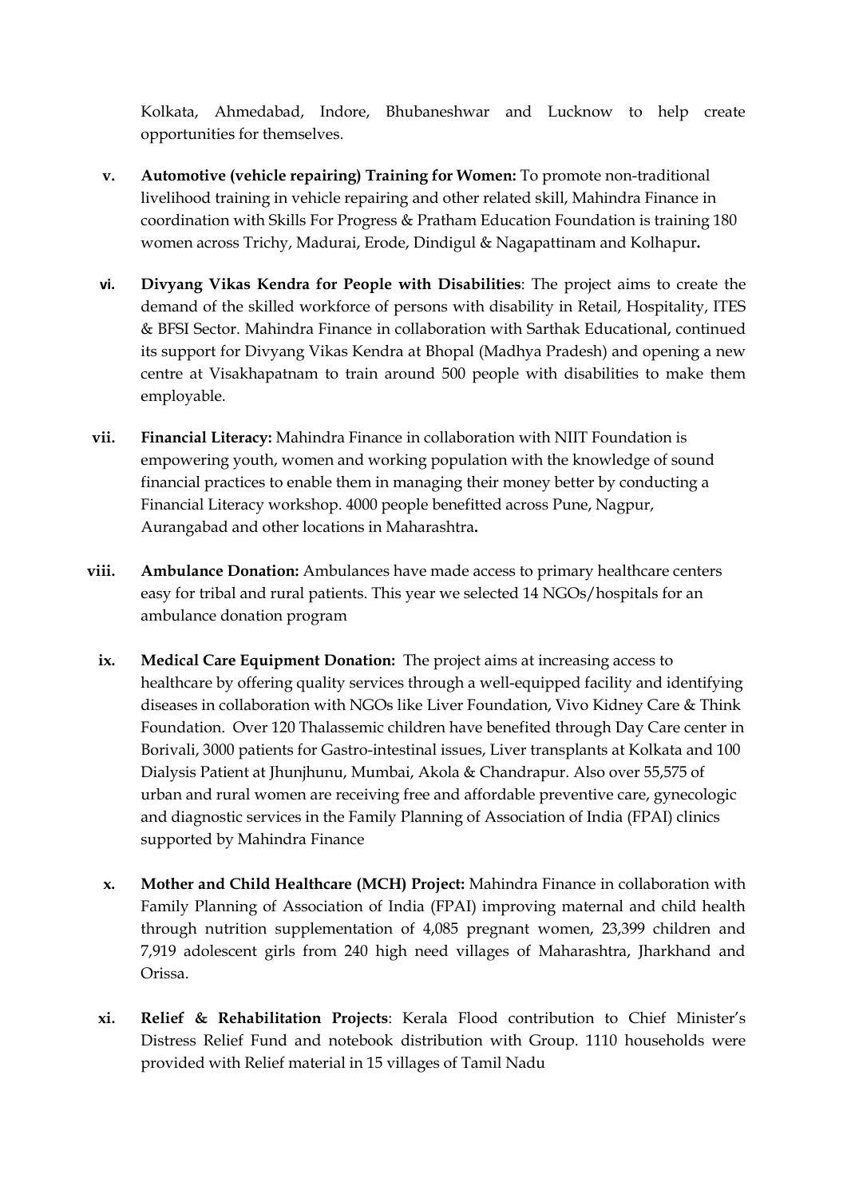Kolkata, Ahmedabad, Indore, Bhubaneshwar and Lucknow to help create opportunities for themselves.

v. **Automotive (vehicle repairing) Training for Women:** To promote non-traditional livelihood training in vehicle repairing and other related skill, Mahindra Finance in coordination with Skills For Progress & Pratham Education Foundation is training 180 women across Trichy, Madurai, Erode, Dindigul & Nagapattinam and Kolhapur**.**

vi. **Divyang Vikas Kendra for People with Disabilities**: The project aims to create the demand of the skilled workforce of persons with disability in Retail, Hospitality, ITES & BFSI Sector. Mahindra Finance in collaboration with Sarthak Educational, continued its support for Divyang Vikas Kendra at Bhopal (Madhya Pradesh) and opening a new centre at Visakhapatnam to train around 500 people with disabilities to make them employable.

vii. **Financial Literacy:** Mahindra Finance in collaboration with NIIT Foundation is empowering youth, women and working population with the knowledge of sound financial practices to enable them in managing their money better by conducting a Financial Literacy workshop. 4000 people benefitted across Pune, Nagpur, Aurangabad and other locations in Maharashtra**.**

viii. **Ambulance Donation:** Ambulances have made access to primary healthcare centers easy for tribal and rural patients. This year we selected 14 NGOs/hospitals for an ambulance donation program

ix. **Medical Care Equipment Donation:** The project aims at increasing access to healthcare by offering quality services through a well-equipped facility and identifying diseases in collaboration with NGOs like Liver Foundation, Vivo Kidney Care & Think Foundation. Over 120 Thalassemic children have benefited through Day Care center in Borivali, 3000 patients for Gastro-intestinal issues, Liver transplants at Kolkata and 100 Dialysis Patient at Jhunjhunu, Mumbai, Akola & Chandrapur. Also over 55,575 of urban and rural women are receiving free and affordable preventive care, gynecologic and diagnostic services in the Family Planning of Association of India (FPAI) clinics supported by Mahindra Finance

x. **Mother and Child Healthcare (MCH) Project:** Mahindra Finance in collaboration with Family Planning of Association of India (FPAI) improving maternal and child health through nutrition supplementation of 4,085 pregnant women, 23,399 children and 7,919 adolescent girls from 240 high need villages of Maharashtra, Jharkhand and Orissa.

xi. **Relief & Rehabilitation Projects**: Kerala Flood contribution to Chief Minister's Distress Relief Fund and notebook distribution with Group. 1110 households were provided with Relief material in 15 villages of Tamil Nadu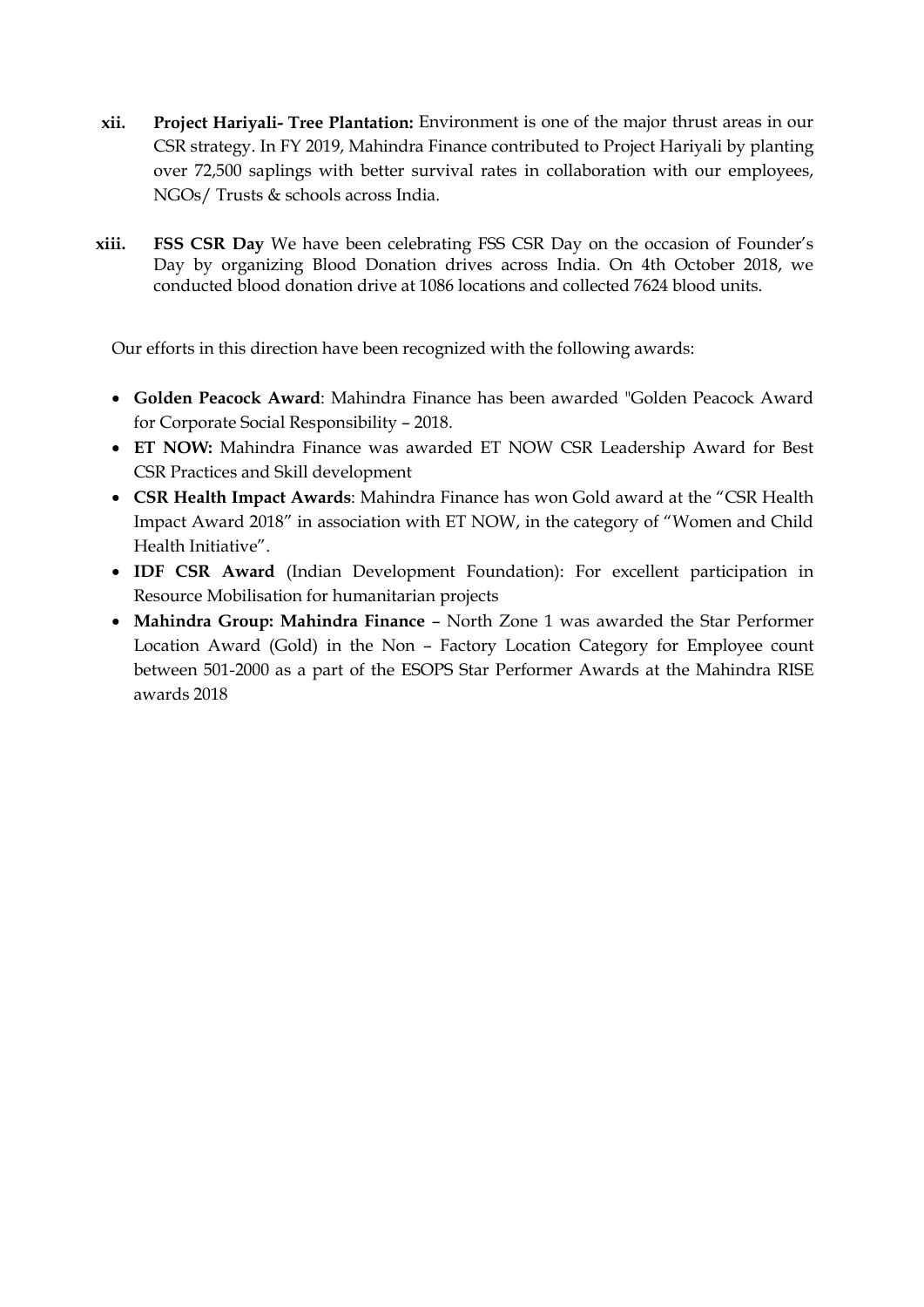xii. **Project Hariyali- Tree Plantation:** Environment is one of the major thrust areas in our CSR strategy. In FY 2019, Mahindra Finance contributed to Project Hariyali by planting over 72,500 saplings with better survival rates in collaboration with our employees, NGOs/ Trusts & schools across India.

xiii. **FSS CSR Day** We have been celebrating FSS CSR Day on the occasion of Founder's Day by organizing Blood Donation drives across India. On 4th October 2018, we conducted blood donation drive at 1086 locations and collected 7624 blood units.

Our efforts in this direction have been recognized with the following awards:

- **Golden Peacock Award**: Mahindra Finance has been awarded "Golden Peacock Award for Corporate Social Responsibility – 2018.
- **ET NOW:** Mahindra Finance was awarded ET NOW CSR Leadership Award for Best CSR Practices and Skill development
- **CSR Health Impact Awards**: Mahindra Finance has won Gold award at the "CSR Health Impact Award 2018" in association with ET NOW, in the category of "Women and Child Health Initiative".
- **IDF CSR Award** (Indian Development Foundation): For excellent participation in Resource Mobilisation for humanitarian projects
- **Mahindra Group: Mahindra Finance** – North Zone 1 was awarded the Star Performer Location Award (Gold) in the Non – Factory Location Category for Employee count between 501-2000 as a part of the ESOPS Star Performer Awards at the Mahindra RISE awards 2018